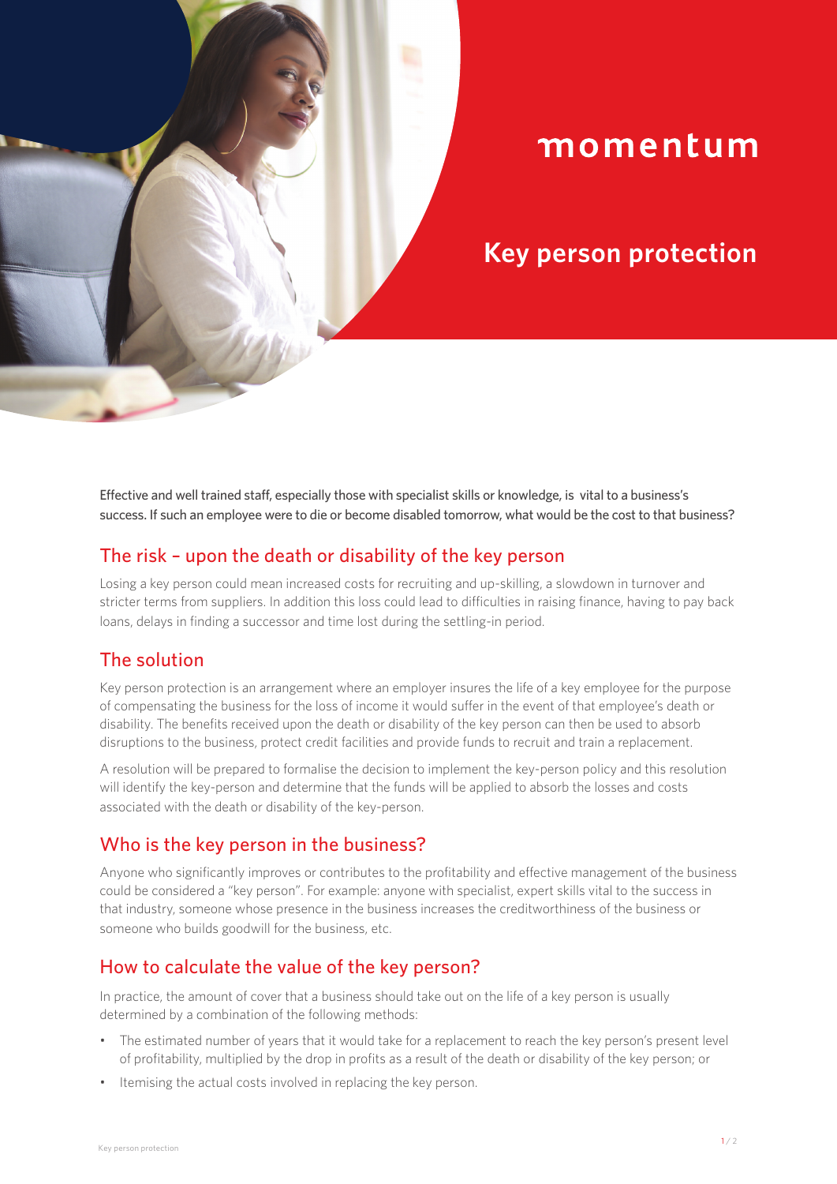momentum

# Key person protection

Effective and well trained staff, especially those with specialist skills or knowledge, is vital to a business's success. If such an employee were to die or become disabled tomorrow, what would be the cost to that business?

## The risk – upon the death or disability of the key person

Losing a key person could mean increased costs for recruiting and up-skilling, a slowdown in turnover and stricter terms from suppliers. In addition this loss could lead to difficulties in raising finance, having to pay back loans, delays in finding a successor and time lost during the settling-in period.

## The solution

Key person protection is an arrangement where an employer insures the life of a key employee for the purpose of compensating the business for the loss of income it would suffer in the event of that employee's death or disability. The benefits received upon the death or disability of the key person can then be used to absorb disruptions to the business, protect credit facilities and provide funds to recruit and train a replacement.

A resolution will be prepared to formalise the decision to implement the key-person policy and this resolution will identify the key-person and determine that the funds will be applied to absorb the losses and costs associated with the death or disability of the key-person.

## Who is the key person in the business?

Anyone who significantly improves or contributes to the profitability and effective management of the business could be considered a "key person". For example: anyone with specialist, expert skills vital to the success in that industry, someone whose presence in the business increases the creditworthiness of the business or someone who builds goodwill for the business, etc.

## How to calculate the value of the key person?

In practice, the amount of cover that a business should take out on the life of a key person is usually determined by a combination of the following methods:

- The estimated number of years that it would take for a replacement to reach the key person's present level of profitability, multiplied by the drop in profits as a result of the death or disability of the key person; or
- Itemising the actual costs involved in replacing the key person.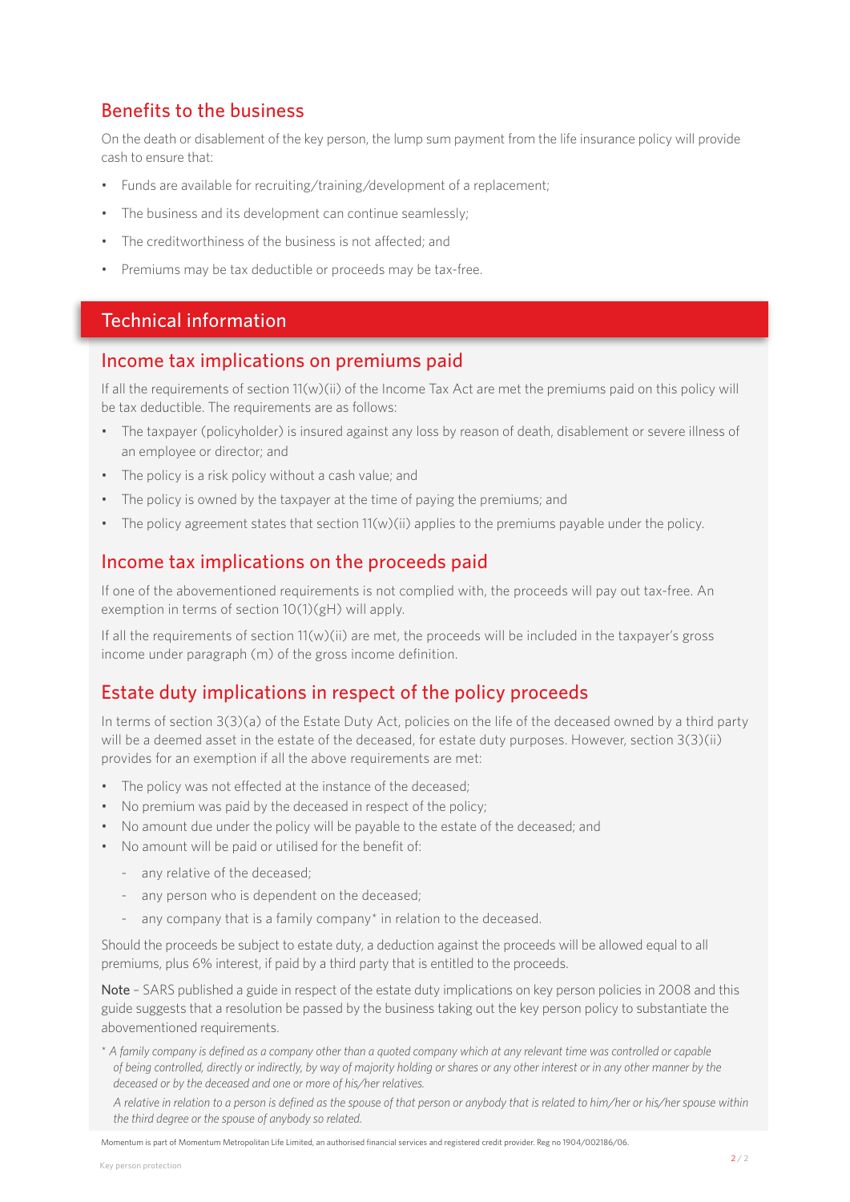## Benefits to the business

On the death or disablement of the key person, the lump sum payment from the life insurance policy will provide cash to ensure that:

- Funds are available for recruiting/training/development of a replacement;
- The business and its development can continue seamlessly;
- The creditworthiness of the business is not affected; and
- Premiums may be tax deductible or proceeds may be tax-free.

# Technical information

## Income tax implications on premiums paid

If all the requirements of section 11(w)(ii) of the Income Tax Act are met the premiums paid on this policy will be tax deductible. The requirements are as follows:

- The taxpayer (policyholder) is insured against any loss by reason of death, disablement or severe illness of an employee or director; and
- The policy is a risk policy without a cash value; and
- The policy is owned by the taxpayer at the time of paying the premiums; and
- The policy agreement states that section 11(w)(ii) applies to the premiums payable under the policy.

## Income tax implications on the proceeds paid

If one of the abovementioned requirements is not complied with, the proceeds will pay out tax-free. An exemption in terms of section 10(1)(gH) will apply.

If all the requirements of section 11(w)(ii) are met, the proceeds will be included in the taxpayer's gross income under paragraph (m) of the gross income definition.

## Estate duty implications in respect of the policy proceeds

In terms of section 3(3)(a) of the Estate Duty Act, policies on the life of the deceased owned by a third party will be a deemed asset in the estate of the deceased, for estate duty purposes. However, section 3(3)(ii) provides for an exemption if all the above requirements are met:

- The policy was not effected at the instance of the deceased;
- No premium was paid by the deceased in respect of the policy;
- No amount due under the policy will be payable to the estate of the deceased; and
- No amount will be paid or utilised for the benefit of:
  - any relative of the deceased;
  - any person who is dependent on the deceased;
  - any company that is a family company* in relation to the deceased.

Should the proceeds be subject to estate duty, a deduction against the proceeds will be allowed equal to all premiums, plus 6% interest, if paid by a third party that is entitled to the proceeds.

**Note** – SARS published a guide in respect of the estate duty implications on key person policies in 2008 and this guide suggests that a resolution be passed by the business taking out the key person policy to substantiate the abovementioned requirements.

*\* A family company is defined as a company other than a quoted company which at any relevant time was controlled or capable of being controlled, directly or indirectly, by way of majority holding or shares or any other interest or in any other manner by the deceased or by the deceased and one or more of his/her relatives.*

*A relative in relation to a person is defined as the spouse of that person or anybody that is related to him/her or his/her spouse within the third degree or the spouse of anybody so related.*

Momentum is part of Momentum Metropolitan Life Limited, an authorised financial services and registered credit provider. Reg no 1904/002186/06.